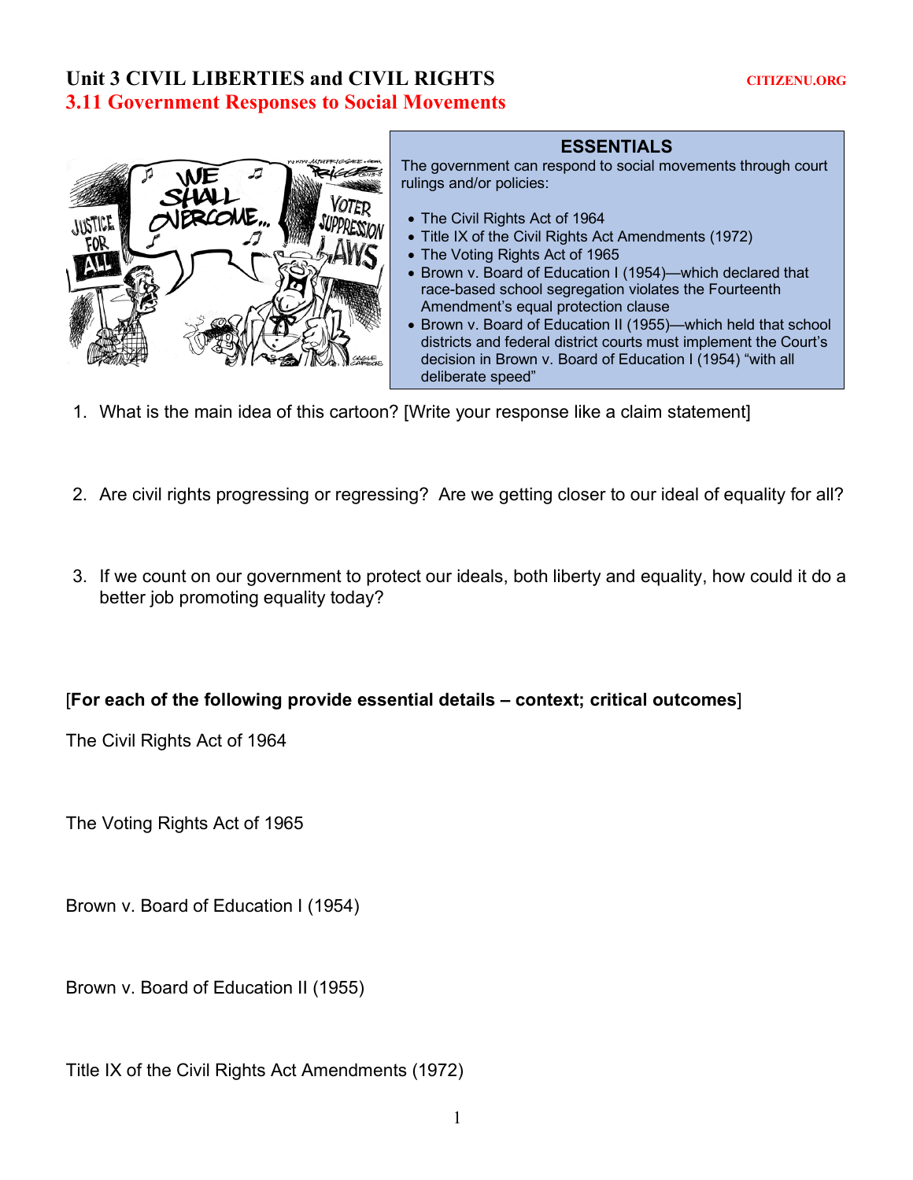# Unit 3 CIVIL LIBERTIES and CIVIL RIGHTS

CITIZENU.ORG

## 3.11 Government Responses to Social Movements

### ESSENTIALS

The government can respond to social movements through court rulings and/or policies:

- The Civil Rights Act of 1964
- Title IX of the Civil Rights Act Amendments (1972)
- The Voting Rights Act of 1965
- Brown v. Board of Education I (1954)—which declared that race-based school segregation violates the Fourteenth Amendment's equal protection clause
- Brown v. Board of Education II (1955)—which held that school districts and federal district courts must implement the Court's decision in Brown v. Board of Education I (1954) "with all deliberate speed"

1. What is the main idea of this cartoon? [Write your response like a claim statement]

2. Are civil rights progressing or regressing? Are we getting closer to our ideal of equality for all?

3. If we count on our government to protect our ideals, both liberty and equality, how could it do a better job promoting equality today?

[**For each of the following provide essential details – context; critical outcomes**]

The Civil Rights Act of 1964

The Voting Rights Act of 1965

Brown v. Board of Education I (1954)

Brown v. Board of Education II (1955)

Title IX of the Civil Rights Act Amendments (1972)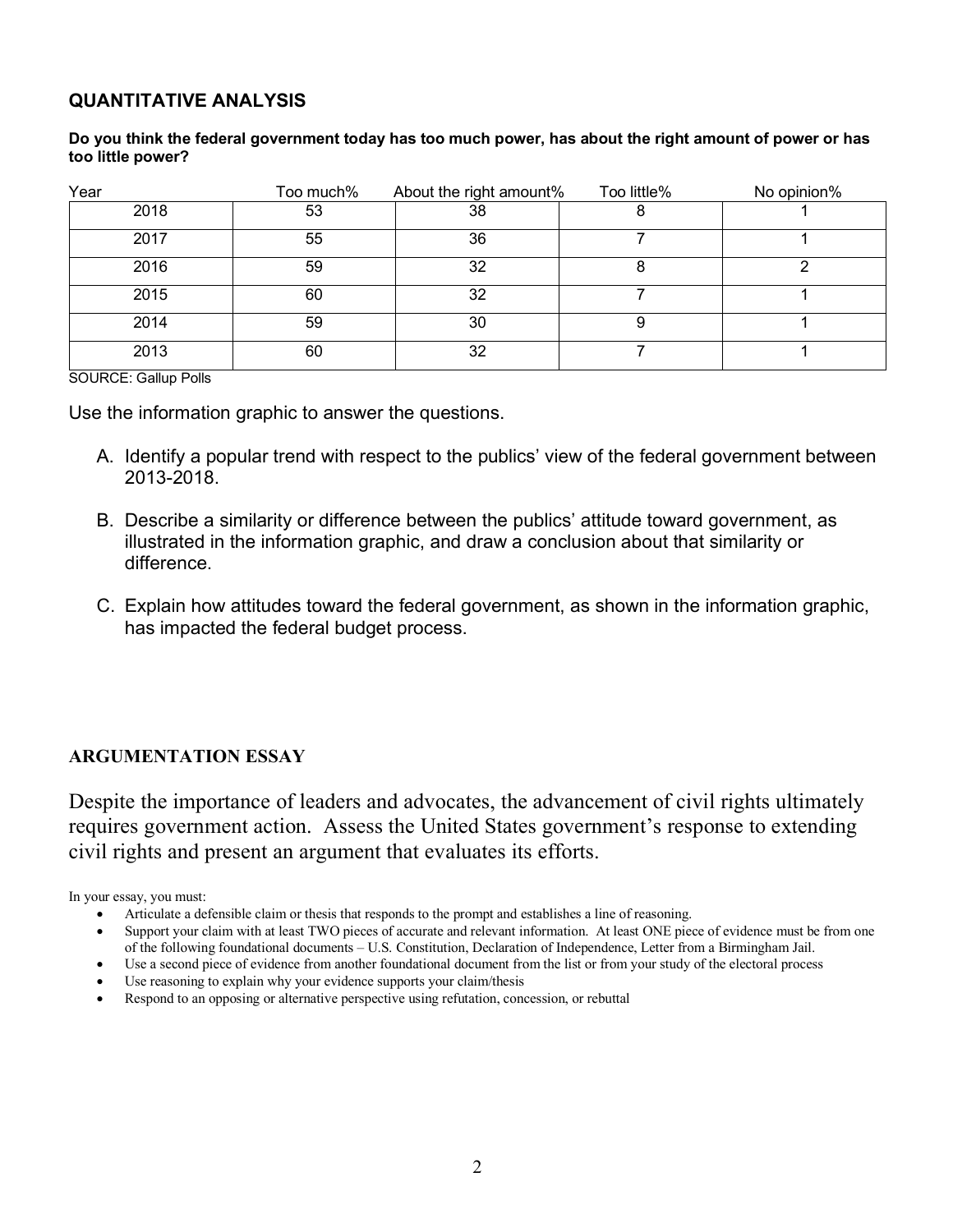## QUANTITATIVE ANALYSIS

**Do you think the federal government today has too much power, has about the right amount of power or has too little power?**

| Year | Too much% | About the right amount% | Too little% | No opinion% |
|---|---|---|---|---|
| 2018 | 53 | 38 | 8 | 1 |
| 2017 | 55 | 36 | 7 | 1 |
| 2016 | 59 | 32 | 8 | 2 |
| 2015 | 60 | 32 | 7 | 1 |
| 2014 | 59 | 30 | 9 | 1 |
| 2013 | 60 | 32 | 7 | 1 |

SOURCE: Gallup Polls

Use the information graphic to answer the questions.

A. Identify a popular trend with respect to the publics' view of the federal government between 2013-2018.

B. Describe a similarity or difference between the publics' attitude toward government, as illustrated in the information graphic, and draw a conclusion about that similarity or difference.

C. Explain how attitudes toward the federal government, as shown in the information graphic, has impacted the federal budget process.

## ARGUMENTATION ESSAY

Despite the importance of leaders and advocates, the advancement of civil rights ultimately requires government action. Assess the United States government's response to extending civil rights and present an argument that evaluates its efforts.

In your essay, you must:

- Articulate a defensible claim or thesis that responds to the prompt and establishes a line of reasoning.
- Support your claim with at least TWO pieces of accurate and relevant information. At least ONE piece of evidence must be from one of the following foundational documents – U.S. Constitution, Declaration of Independence, Letter from a Birmingham Jail.
- Use a second piece of evidence from another foundational document from the list or from your study of the electoral process
- Use reasoning to explain why your evidence supports your claim/thesis
- Respond to an opposing or alternative perspective using refutation, concession, or rebuttal